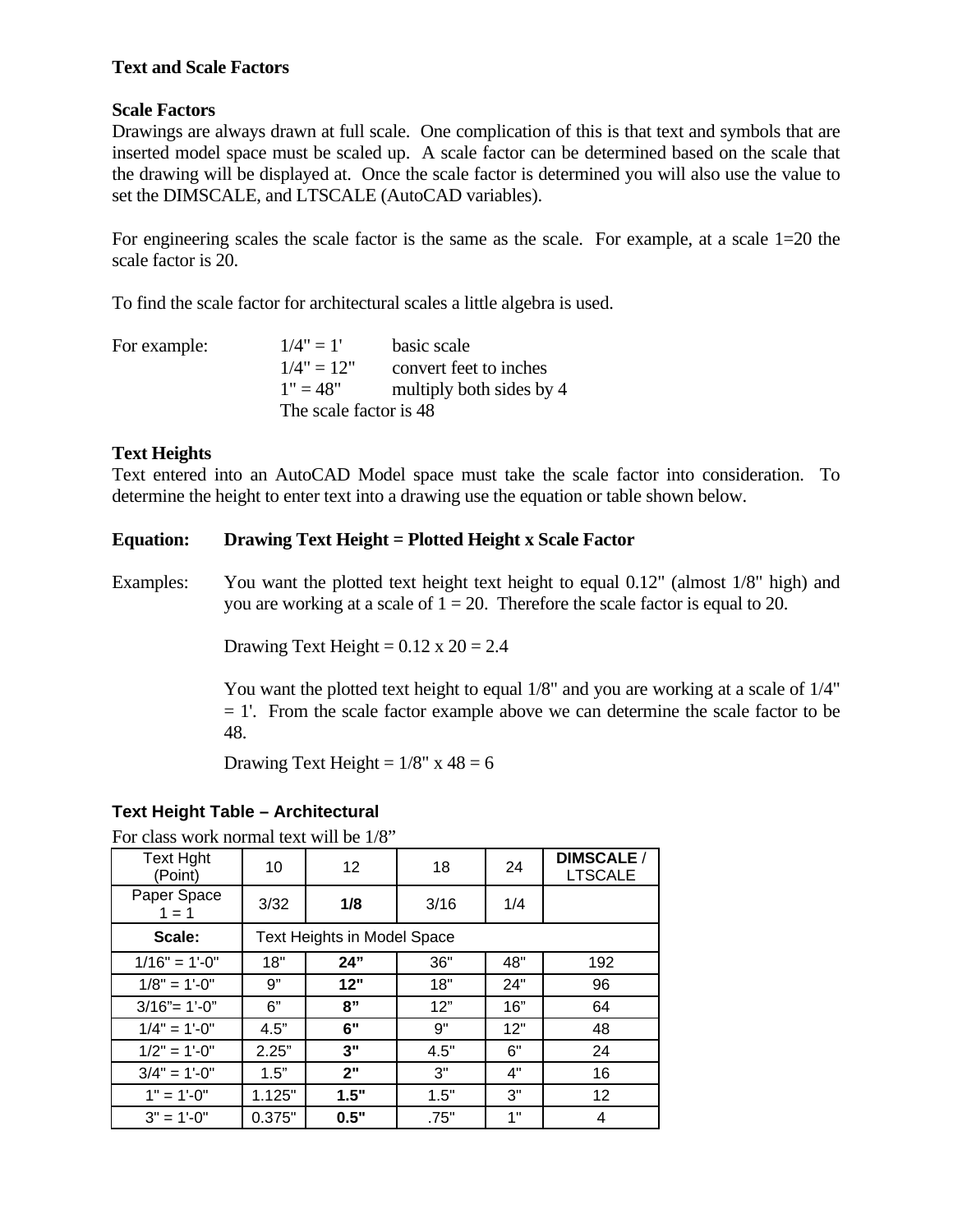**Text and Scale Factors**

**Scale Factors**

Drawings are always drawn at full scale. One complication of this is that text and symbols that are inserted model space must be scaled up. A scale factor can be determined based on the scale that the drawing will be displayed at. Once the scale factor is determined you will also use the value to set the DIMSCALE, and LTSCALE (AutoCAD variables).

For engineering scales the scale factor is the same as the scale. For example, at a scale 1=20 the scale factor is 20.

To find the scale factor for architectural scales a little algebra is used.

For example:

1/4" = 1'  basic scale
1/4" = 12"  convert feet to inches
1" = 48"  multiply both sides by 4
The scale factor is 48

**Text Heights**

Text entered into an AutoCAD Model space must take the scale factor into consideration. To determine the height to enter text into a drawing use the equation or table shown below.

**Equation: Drawing Text Height = Plotted Height x Scale Factor**

Examples: You want the plotted text height text height to equal 0.12" (almost 1/8" high) and you are working at a scale of 1 = 20. Therefore the scale factor is equal to 20.

Drawing Text Height = 0.12 x 20 = 2.4

You want the plotted text height to equal 1/8" and you are working at a scale of 1/4" = 1'. From the scale factor example above we can determine the scale factor to be 48.

Drawing Text Height = 1/8" x 48 = 6

**Text Height Table – Architectural**

For class work normal text will be 1/8"

| Text Hght (Point) | 10 | 12 | 18 | 24 | **DIMSCALE** / LTSCALE |
|---|---|---|---|---|---|
| Paper Space 1 = 1 | 3/32 | **1/8** | 3/16 | 1/4 | |
| **Scale:** | Text Heights in Model Space | | | | |
| 1/16" = 1'-0" | 18" | **24"** | 36" | 48" | 192 |
| 1/8" = 1'-0" | 9" | **12"** | 18" | 24" | 96 |
| 3/16"= 1'-0" | 6" | **8"** | 12" | 16" | 64 |
| 1/4" = 1'-0" | 4.5" | **6"** | 9" | 12" | 48 |
| 1/2" = 1'-0" | 2.25" | **3"** | 4.5" | 6" | 24 |
| 3/4" = 1'-0" | 1.5" | **2"** | 3" | 4" | 16 |
| 1" = 1'-0" | 1.125" | **1.5"** | 1.5" | 3" | 12 |
| 3" = 1'-0" | 0.375" | **0.5"** | .75" | 1" | 4 |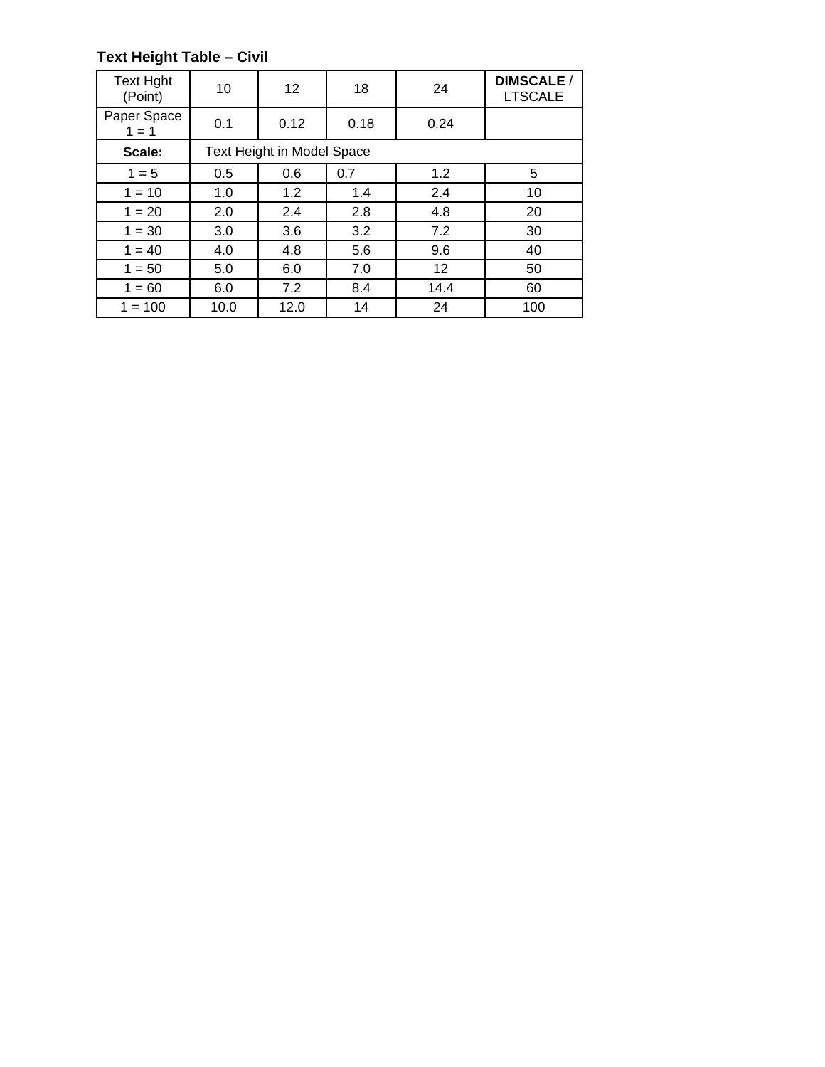**Text Height Table – Civil**

| Text Hght (Point) | 10 | 12 | 18 | 24 | **DIMSCALE** / LTSCALE |
|---|---|---|---|---|---|
| Paper Space 1 = 1 | 0.1 | 0.12 | 0.18 | 0.24 | |
| **Scale:** | Text Height in Model Space | | | | |
| 1 = 5 | 0.5 | 0.6 | 0.7 | 1.2 | 5 |
| 1 = 10 | 1.0 | 1.2 | 1.4 | 2.4 | 10 |
| 1 = 20 | 2.0 | 2.4 | 2.8 | 4.8 | 20 |
| 1 = 30 | 3.0 | 3.6 | 3.2 | 7.2 | 30 |
| 1 = 40 | 4.0 | 4.8 | 5.6 | 9.6 | 40 |
| 1 = 50 | 5.0 | 6.0 | 7.0 | 12 | 50 |
| 1 = 60 | 6.0 | 7.2 | 8.4 | 14.4 | 60 |
| 1 = 100 | 10.0 | 12.0 | 14 | 24 | 100 |